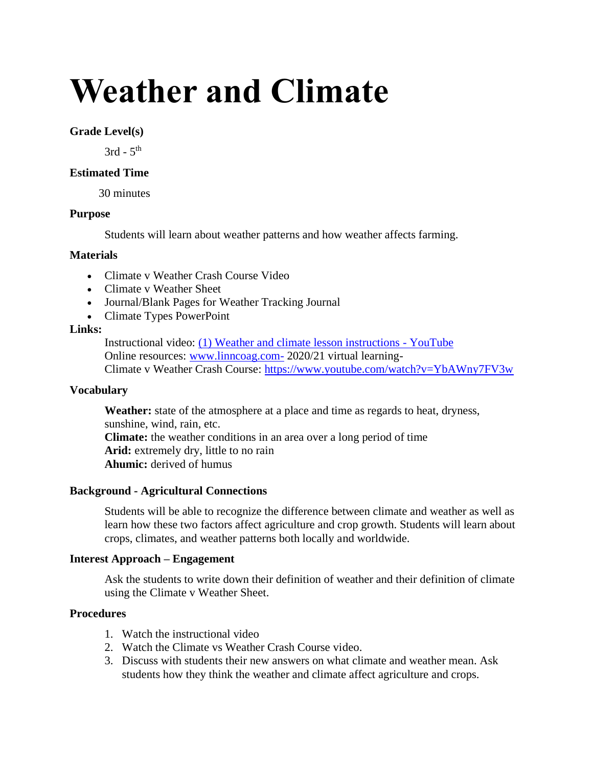# Weather and Climate

**Grade Level(s)**

3rd - 5th

**Estimated Time**

30 minutes

**Purpose**

Students will learn about weather patterns and how weather affects farming.

**Materials**

- Climate v Weather Crash Course Video
- Climate v Weather Sheet
- Journal/Blank Pages for Weather Tracking Journal
- Climate Types PowerPoint

**Links:**

Instructional video: [(1) Weather and climate lesson instructions - YouTube]
Online resources: www.linncoag.com- 2020/21 virtual learning-
Climate v Weather Crash Course: https://www.youtube.com/watch?v=YbAWny7FV3w

**Vocabulary**

**Weather:** state of the atmosphere at a place and time as regards to heat, dryness, sunshine, wind, rain, etc.
**Climate:** the weather conditions in an area over a long period of time
**Arid:** extremely dry, little to no rain
**Ahumic:** derived of humus

**Background - Agricultural Connections**

Students will be able to recognize the difference between climate and weather as well as learn how these two factors affect agriculture and crop growth. Students will learn about crops, climates, and weather patterns both locally and worldwide.

**Interest Approach – Engagement**

Ask the students to write down their definition of weather and their definition of climate using the Climate v Weather Sheet.

**Procedures**

1. Watch the instructional video
2. Watch the Climate vs Weather Crash Course video.
3. Discuss with students their new answers on what climate and weather mean. Ask students how they think the weather and climate affect agriculture and crops.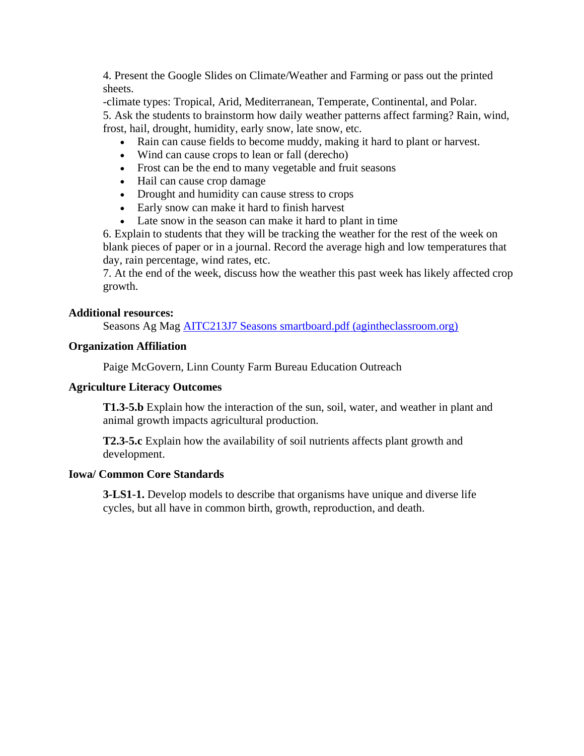4. Present the Google Slides on Climate/Weather and Farming or pass out the printed sheets.

-climate types: Tropical, Arid, Mediterranean, Temperate, Continental, and Polar.

5. Ask the students to brainstorm how daily weather patterns affect farming? Rain, wind, frost, hail, drought, humidity, early snow, late snow, etc.

- Rain can cause fields to become muddy, making it hard to plant or harvest.
- Wind can cause crops to lean or fall (derecho)
- Frost can be the end to many vegetable and fruit seasons
- Hail can cause crop damage
- Drought and humidity can cause stress to crops
- Early snow can make it hard to finish harvest
- Late snow in the season can make it hard to plant in time

6. Explain to students that they will be tracking the weather for the rest of the week on blank pieces of paper or in a journal. Record the average high and low temperatures that day, rain percentage, wind rates, etc.

7. At the end of the week, discuss how the weather this past week has likely affected crop growth.

**Additional resources:**

Seasons Ag Mag [AITC213J7 Seasons smartboard.pdf (agintheclassroom.org)]

**Organization Affiliation**

Paige McGovern, Linn County Farm Bureau Education Outreach

**Agriculture Literacy Outcomes**

**T1.3-5.b** Explain how the interaction of the sun, soil, water, and weather in plant and animal growth impacts agricultural production.

**T2.3-5.c** Explain how the availability of soil nutrients affects plant growth and development.

**Iowa/ Common Core Standards**

**3-LS1-1.** Develop models to describe that organisms have unique and diverse life cycles, but all have in common birth, growth, reproduction, and death.